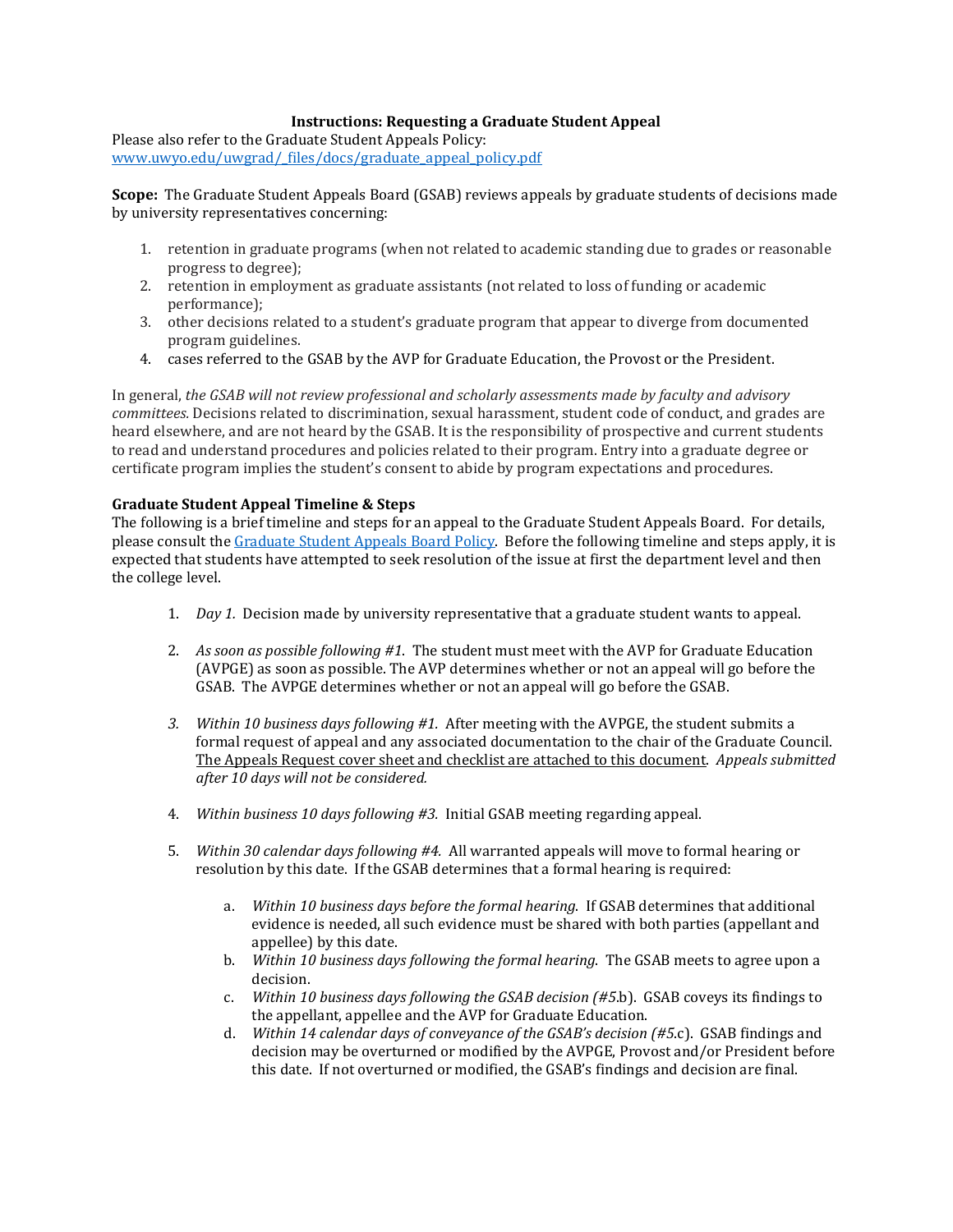**Instructions: Requesting a Graduate Student Appeal**

Please also refer to the Graduate Student Appeals Policy:
[www.uwyo.edu/uwgrad/_files/docs/graduate_appeal_policy.pdf](www.uwyo.edu/uwgrad/_files/docs/graduate_appeal_policy.pdf)

**Scope:** The Graduate Student Appeals Board (GSAB) reviews appeals by graduate students of decisions made by university representatives concerning:

1. retention in graduate programs (when not related to academic standing due to grades or reasonable progress to degree);
2. retention in employment as graduate assistants (not related to loss of funding or academic performance);
3. other decisions related to a student's graduate program that appear to diverge from documented program guidelines.
4. cases referred to the GSAB by the AVP for Graduate Education, the Provost or the President.

In general, *the GSAB will not review professional and scholarly assessments made by faculty and advisory committees.* Decisions related to discrimination, sexual harassment, student code of conduct, and grades are heard elsewhere, and are not heard by the GSAB. It is the responsibility of prospective and current students to read and understand procedures and policies related to their program. Entry into a graduate degree or certificate program implies the student's consent to abide by program expectations and procedures.

**Graduate Student Appeal Timeline & Steps**

The following is a brief timeline and steps for an appeal to the Graduate Student Appeals Board. For details, please consult the Graduate Student Appeals Board Policy. Before the following timeline and steps apply, it is expected that students have attempted to seek resolution of the issue at first the department level and then the college level.

1. *Day 1.* Decision made by university representative that a graduate student wants to appeal.

2. *As soon as possible following #1*. The student must meet with the AVP for Graduate Education (AVPGE) as soon as possible. The AVP determines whether or not an appeal will go before the GSAB. The AVPGE determines whether or not an appeal will go before the GSAB.

3. *Within 10 business days following #1.* After meeting with the AVPGE, the student submits a formal request of appeal and any associated documentation to the chair of the Graduate Council. The Appeals Request cover sheet and checklist are attached to this document. *Appeals submitted after 10 days will not be considered.*

4. *Within business 10 days following #3.* Initial GSAB meeting regarding appeal.

5. *Within 30 calendar days following #4.* All warranted appeals will move to formal hearing or resolution by this date. If the GSAB determines that a formal hearing is required:

    a. *Within 10 business days before the formal hearing.* If GSAB determines that additional evidence is needed, all such evidence must be shared with both parties (appellant and appellee) by this date.
    
    b. *Within 10 business days following the formal hearing.* The GSAB meets to agree upon a decision.
    
    c. *Within 10 business days following the GSAB decision (#5.b).* GSAB coveys its findings to the appellant, appellee and the AVP for Graduate Education.
    
    d. *Within 14 calendar days of conveyance of the GSAB's decision (#5.c).* GSAB findings and decision may be overturned or modified by the AVPGE, Provost and/or President before this date. If not overturned or modified, the GSAB's findings and decision are final.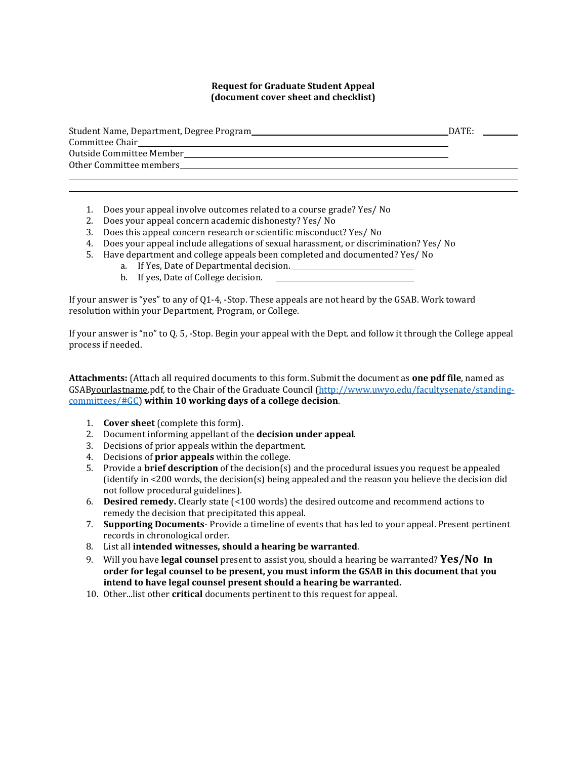**Request for Graduate Student Appeal**
**(document cover sheet and checklist)**

Student Name, Department, Degree Program ______________________________ DATE: ________
Committee Chair ______________________________
Outside Committee Member ______________________________
Other Committee members ______________________________

______________________________

______________________________

1. Does your appeal involve outcomes related to a course grade? Yes/ No
2. Does your appeal concern academic dishonesty? Yes/ No
3. Does this appeal concern research or scientific misconduct? Yes/ No
4. Does your appeal include allegations of sexual harassment, or discrimination? Yes/ No
5. Have department and college appeals been completed and documented? Yes/ No
   a. If Yes, Date of Departmental decision. ______________________________
   b. If yes, Date of College decision. ______________________________

If your answer is "yes" to any of Q1-4, -Stop. These appeals are not heard by the GSAB. Work toward resolution within your Department, Program, or College.

If your answer is "no" to Q. 5, -Stop. Begin your appeal with the Dept. and follow it through the College appeal process if needed.

**Attachments:** (Attach all required documents to this form. Submit the document as **one pdf file**, named as GSAByourlastname.pdf, to the Chair of the Graduate Council (http://www.uwyo.edu/facultysenate/standing-committees/#GC) **within 10 working days of a college decision**.

1. **Cover sheet** (complete this form).
2. Document informing appellant of the **decision under appeal**.
3. Decisions of prior appeals within the department.
4. Decisions of **prior appeals** within the college.
5. Provide a **brief description** of the decision(s) and the procedural issues you request be appealed (identify in <200 words, the decision(s) being appealed and the reason you believe the decision did not follow procedural guidelines).
6. **Desired remedy.** Clearly state (<100 words) the desired outcome and recommend actions to remedy the decision that precipitated this appeal.
7. **Supporting Documents**- Provide a timeline of events that has led to your appeal. Present pertinent records in chronological order.
8. List all **intended witnesses, should a hearing be warranted**.
9. Will you have **legal counsel** present to assist you, should a hearing be warranted? **Yes/No In order for legal counsel to be present, you must inform the GSAB in this document that you intend to have legal counsel present should a hearing be warranted.**
10. Other...list other **critical** documents pertinent to this request for appeal.